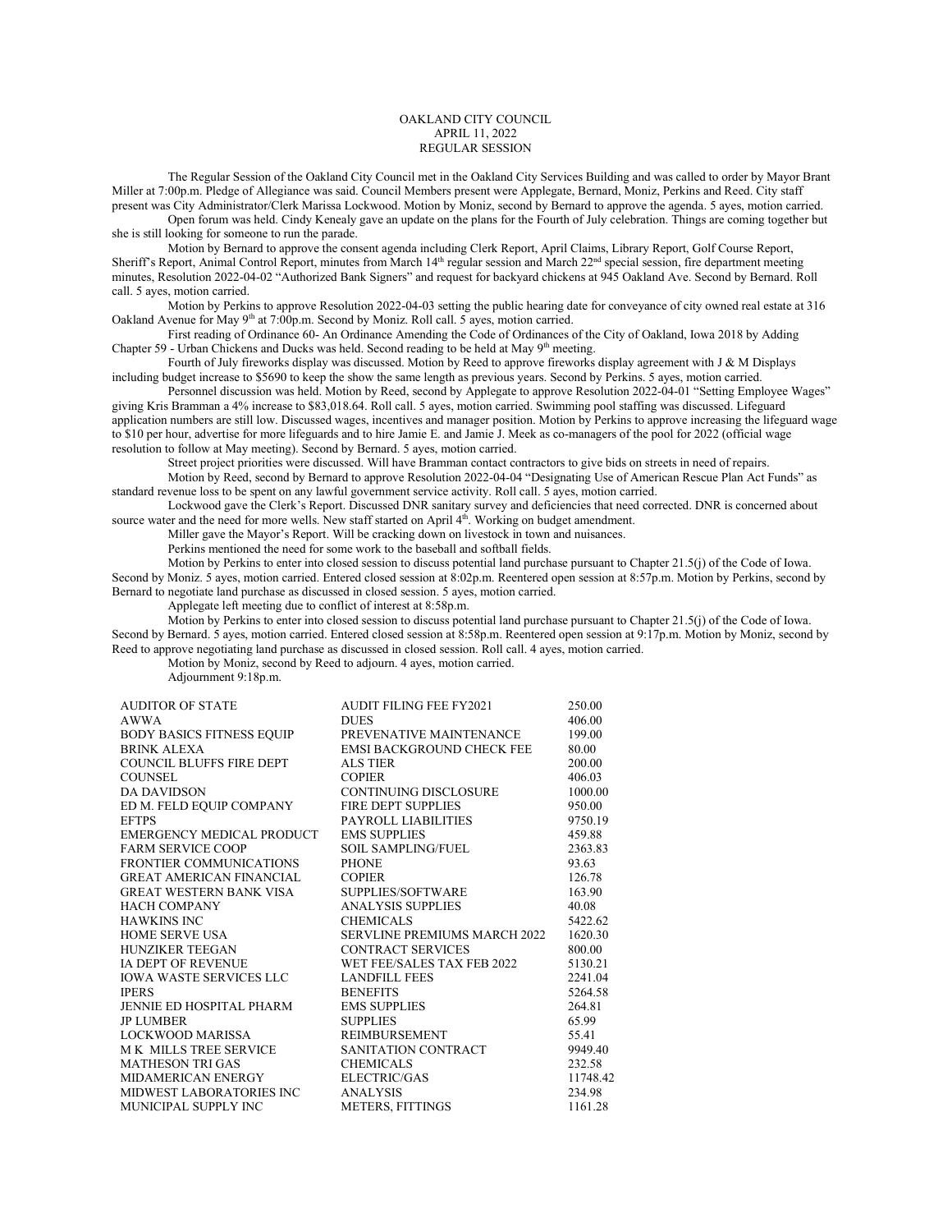# OAKLAND CITY COUNCIL
## APRIL 11, 2022
## REGULAR SESSION

The Regular Session of the Oakland City Council met in the Oakland City Services Building and was called to order by Mayor Brant Miller at 7:00p.m. Pledge of Allegiance was said. Council Members present were Applegate, Bernard, Moniz, Perkins and Reed. City staff present was City Administrator/Clerk Marissa Lockwood. Motion by Moniz, second by Bernard to approve the agenda. 5 ayes, motion carried.

Open forum was held. Cindy Kenealy gave an update on the plans for the Fourth of July celebration. Things are coming together but she is still looking for someone to run the parade.

Motion by Bernard to approve the consent agenda including Clerk Report, April Claims, Library Report, Golf Course Report, Sheriff's Report, Animal Control Report, minutes from March 14th regular session and March 22nd special session, fire department meeting minutes, Resolution 2022-04-02 "Authorized Bank Signers" and request for backyard chickens at 945 Oakland Ave. Second by Bernard. Roll call. 5 ayes, motion carried.

Motion by Perkins to approve Resolution 2022-04-03 setting the public hearing date for conveyance of city owned real estate at 316 Oakland Avenue for May 9th at 7:00p.m. Second by Moniz. Roll call. 5 ayes, motion carried.

First reading of Ordinance 60- An Ordinance Amending the Code of Ordinances of the City of Oakland, Iowa 2018 by Adding Chapter 59 - Urban Chickens and Ducks was held. Second reading to be held at May 9th meeting.

Fourth of July fireworks display was discussed. Motion by Reed to approve fireworks display agreement with J & M Displays including budget increase to $5690 to keep the show the same length as previous years. Second by Perkins. 5 ayes, motion carried.

Personnel discussion was held. Motion by Reed, second by Applegate to approve Resolution 2022-04-01 "Setting Employee Wages" giving Kris Bramman a 4% increase to $83,018.64. Roll call. 5 ayes, motion carried. Swimming pool staffing was discussed. Lifeguard application numbers are still low. Discussed wages, incentives and manager position. Motion by Perkins to approve increasing the lifeguard wage to $10 per hour, advertise for more lifeguards and to hire Jamie E. and Jamie J. Meek as co-managers of the pool for 2022 (official wage resolution to follow at May meeting). Second by Bernard. 5 ayes, motion carried.

Street project priorities were discussed. Will have Bramman contact contractors to give bids on streets in need of repairs.

Motion by Reed, second by Bernard to approve Resolution 2022-04-04 "Designating Use of American Rescue Plan Act Funds" as standard revenue loss to be spent on any lawful government service activity. Roll call. 5 ayes, motion carried.

Lockwood gave the Clerk's Report. Discussed DNR sanitary survey and deficiencies that need corrected. DNR is concerned about source water and the need for more wells. New staff started on April 4th. Working on budget amendment.

Miller gave the Mayor's Report. Will be cracking down on livestock in town and nuisances.

Perkins mentioned the need for some work to the baseball and softball fields.

Motion by Perkins to enter into closed session to discuss potential land purchase pursuant to Chapter 21.5(j) of the Code of Iowa. Second by Moniz. 5 ayes, motion carried. Entered closed session at 8:02p.m. Reentered open session at 8:57p.m. Motion by Perkins, second by Bernard to negotiate land purchase as discussed in closed session. 5 ayes, motion carried.

Applegate left meeting due to conflict of interest at 8:58p.m.

Motion by Perkins to enter into closed session to discuss potential land purchase pursuant to Chapter 21.5(j) of the Code of Iowa. Second by Bernard. 5 ayes, motion carried. Entered closed session at 8:58p.m. Reentered open session at 9:17p.m. Motion by Moniz, second by Reed to approve negotiating land purchase as discussed in closed session. Roll call. 4 ayes, motion carried.

Motion by Moniz, second by Reed to adjourn. 4 ayes, motion carried.

Adjournment 9:18p.m.

| | | |
|---|---|---|
| AUDITOR OF STATE | AUDIT FILING FEE FY2021 | 250.00 |
| AWWA | DUES | 406.00 |
| BODY BASICS FITNESS EQUIP | PREVENATIVE MAINTENANCE | 199.00 |
| BRINK ALEXA | EMSI BACKGROUND CHECK FEE | 80.00 |
| COUNCIL BLUFFS FIRE DEPT | ALS TIER | 200.00 |
| COUNSEL | COPIER | 406.03 |
| DA DAVIDSON | CONTINUING DISCLOSURE | 1000.00 |
| ED M. FELD EQUIP COMPANY | FIRE DEPT SUPPLIES | 950.00 |
| EFTPS | PAYROLL LIABILITIES | 9750.19 |
| EMERGENCY MEDICAL PRODUCT | EMS SUPPLIES | 459.88 |
| FARM SERVICE COOP | SOIL SAMPLING/FUEL | 2363.83 |
| FRONTIER COMMUNICATIONS | PHONE | 93.63 |
| GREAT AMERICAN FINANCIAL | COPIER | 126.78 |
| GREAT WESTERN BANK VISA | SUPPLIES/SOFTWARE | 163.90 |
| HACH COMPANY | ANALYSIS SUPPLIES | 40.08 |
| HAWKINS INC | CHEMICALS | 5422.62 |
| HOME SERVE USA | SERVLINE PREMIUMS MARCH 2022 | 1620.30 |
| HUNZIKER TEEGAN | CONTRACT SERVICES | 800.00 |
| IA DEPT OF REVENUE | WET FEE/SALES TAX FEB 2022 | 5130.21 |
| IOWA WASTE SERVICES LLC | LANDFILL FEES | 2241.04 |
| IPERS | BENEFITS | 5264.58 |
| JENNIE ED HOSPITAL PHARM | EMS SUPPLIES | 264.81 |
| JP LUMBER | SUPPLIES | 65.99 |
| LOCKWOOD MARISSA | REIMBURSEMENT | 55.41 |
| M K MILLS TREE SERVICE | SANITATION CONTRACT | 9949.40 |
| MATHESON TRI GAS | CHEMICALS | 232.58 |
| MIDAMERICAN ENERGY | ELECTRIC/GAS | 11748.42 |
| MIDWEST LABORATORIES INC | ANALYSIS | 234.98 |
| MUNICIPAL SUPPLY INC | METERS, FITTINGS | 1161.28 |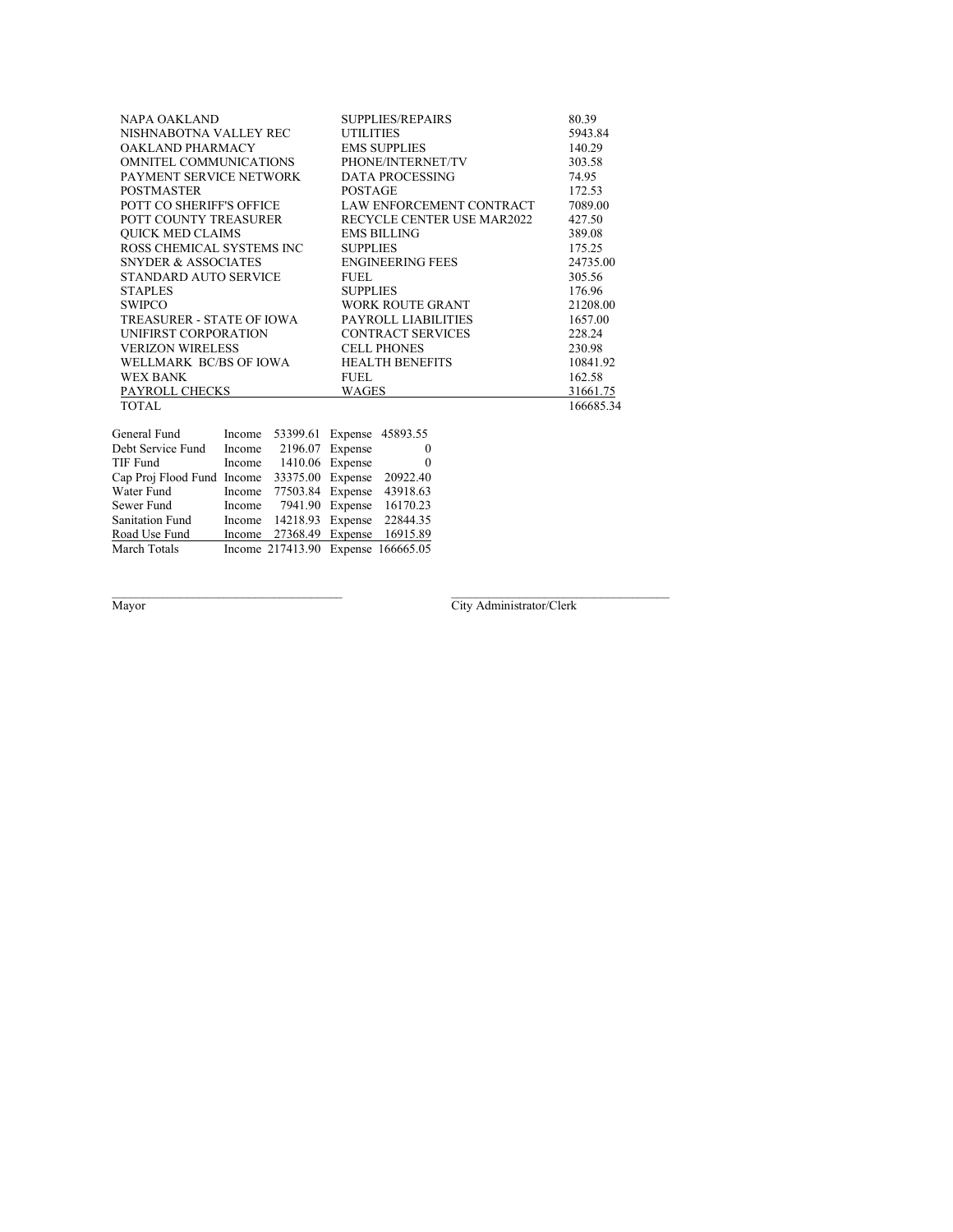| | | |
|---|---|---|
| NAPA OAKLAND | SUPPLIES/REPAIRS | 80.39 |
| NISHNABOTNA VALLEY REC | UTILITIES | 5943.84 |
| OAKLAND PHARMACY | EMS SUPPLIES | 140.29 |
| OMNITEL COMMUNICATIONS | PHONE/INTERNET/TV | 303.58 |
| PAYMENT SERVICE NETWORK | DATA PROCESSING | 74.95 |
| POSTMASTER | POSTAGE | 172.53 |
| POTT CO SHERIFF'S OFFICE | LAW ENFORCEMENT CONTRACT | 7089.00 |
| POTT COUNTY TREASURER | RECYCLE CENTER USE MAR2022 | 427.50 |
| QUICK MED CLAIMS | EMS BILLING | 389.08 |
| ROSS CHEMICAL SYSTEMS INC | SUPPLIES | 175.25 |
| SNYDER & ASSOCIATES | ENGINEERING FEES | 24735.00 |
| STANDARD AUTO SERVICE | FUEL | 305.56 |
| STAPLES | SUPPLIES | 176.96 |
| SWIPCO | WORK ROUTE GRANT | 21208.00 |
| TREASURER - STATE OF IOWA | PAYROLL LIABILITIES | 1657.00 |
| UNIFIRST CORPORATION | CONTRACT SERVICES | 228.24 |
| VERIZON WIRELESS | CELL PHONES | 230.98 |
| WELLMARK BC/BS OF IOWA | HEALTH BENEFITS | 10841.92 |
| WEX BANK | FUEL | 162.58 |
| PAYROLL CHECKS | WAGES | 31661.75 |
| TOTAL | | 166685.34 |

| | | | | |
|---|---|---|---|---|
| General Fund | Income | 53399.61 | Expense | 45893.55 |
| Debt Service Fund | Income | 2196.07 | Expense | 0 |
| TIF Fund | Income | 1410.06 | Expense | 0 |
| Cap Proj Flood Fund | Income | 33375.00 | Expense | 20922.40 |
| Water Fund | Income | 77503.84 | Expense | 43918.63 |
| Sewer Fund | Income | 7941.90 | Expense | 16170.23 |
| Sanitation Fund | Income | 14218.93 | Expense | 22844.35 |
| Road Use Fund | Income | 27368.49 | Expense | 16915.89 |
| March Totals | Income | 217413.90 | Expense | 166665.05 |

\_\_\_\_\_\_\_\_\_\_\_\_\_\_\_\_\_\_\_\_\_\_\_\_\_\_\_\_\_\_\_\_\_\_\_\_
Mayor

\_\_\_\_\_\_\_\_\_\_\_\_\_\_\_\_\_\_\_\_\_\_\_\_\_\_\_\_\_\_\_\_\_\_\_\_
City Administrator/Clerk